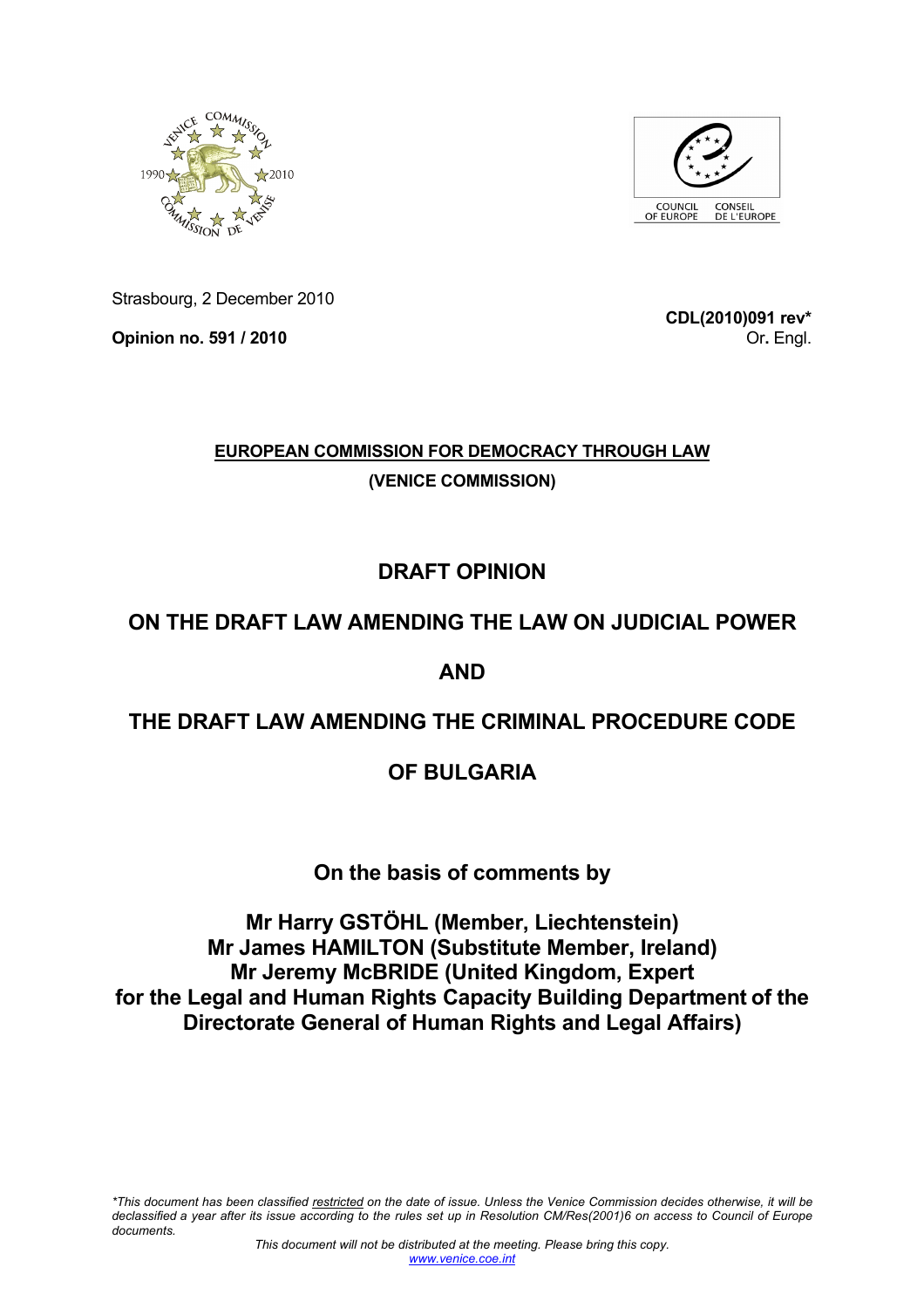Strasbourg, 2 December 2010

**Opinion no. 591 / 2010**

**CDL(2010)091 rev***
Or. Engl.

**EUROPEAN COMMISSION FOR DEMOCRACY THROUGH LAW**

**(VENICE COMMISSION)**

# DRAFT OPINION

# ON THE DRAFT LAW AMENDING THE LAW ON JUDICIAL POWER

# AND

# THE DRAFT LAW AMENDING THE CRIMINAL PROCEDURE CODE

# OF BULGARIA

## On the basis of comments by

## Mr Harry GSTÖHL (Member, Liechtenstein)
## Mr James HAMILTON (Substitute Member, Ireland)
## Mr Jeremy McBRIDE (United Kingdom, Expert for the Legal and Human Rights Capacity Building Department of the Directorate General of Human Rights and Legal Affairs)

*\*This document has been classified restricted on the date of issue. Unless the Venice Commission decides otherwise, it will be declassified a year after its issue according to the rules set up in Resolution CM/Res(2001)6 on access to Council of Europe documents.*

*This document will not be distributed at the meeting. Please bring this copy.*
www.venice.coe.int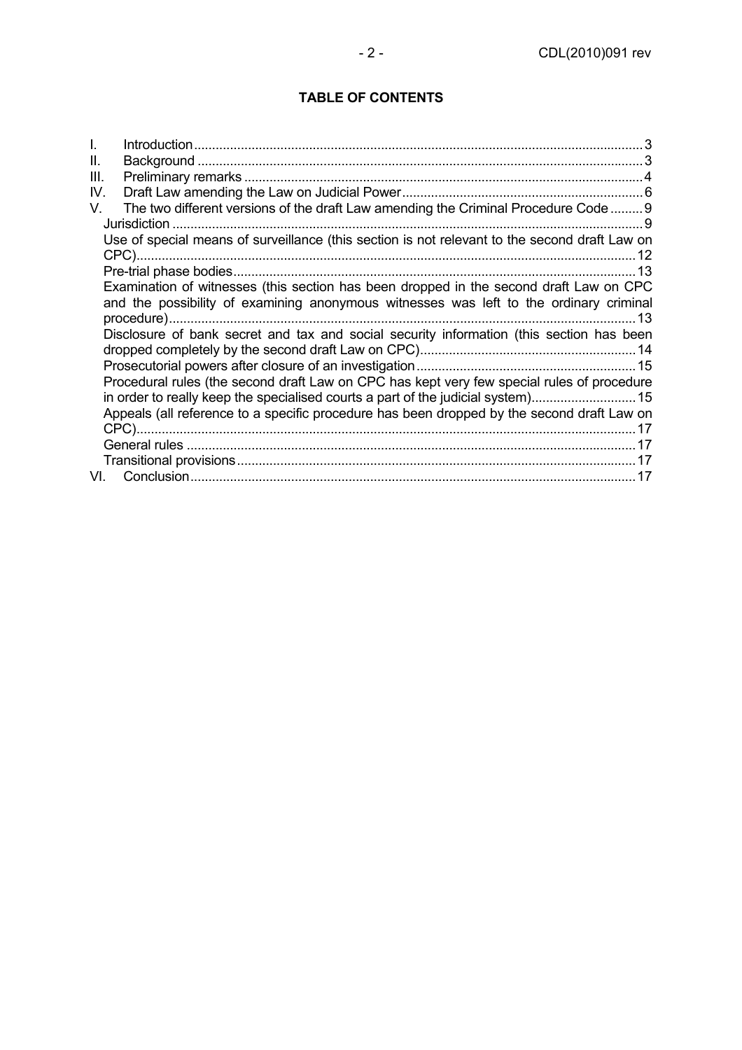**TABLE OF CONTENTS**

I. Introduction ... 3
II. Background ... 3
III. Preliminary remarks ... 4
IV. Draft Law amending the Law on Judicial Power ... 6
V. The two different versions of the draft Law amending the Criminal Procedure Code ... 9
  - Jurisdiction ... 9
  - Use of special means of surveillance (this section is not relevant to the second draft Law on CPC) ... 12
  - Pre-trial phase bodies ... 13
  - Examination of witnesses (this section has been dropped in the second draft Law on CPC and the possibility of examining anonymous witnesses was left to the ordinary criminal procedure) ... 13
  - Disclosure of bank secret and tax and social security information (this section has been dropped completely by the second draft Law on CPC) ... 14
  - Prosecutorial powers after closure of an investigation ... 15
  - Procedural rules (the second draft Law on CPC has kept very few special rules of procedure in order to really keep the specialised courts a part of the judicial system) ... 15
  - Appeals (all reference to a specific procedure has been dropped by the second draft Law on CPC) ... 17
  - General rules ... 17
  - Transitional provisions ... 17

VI. Conclusion ... 17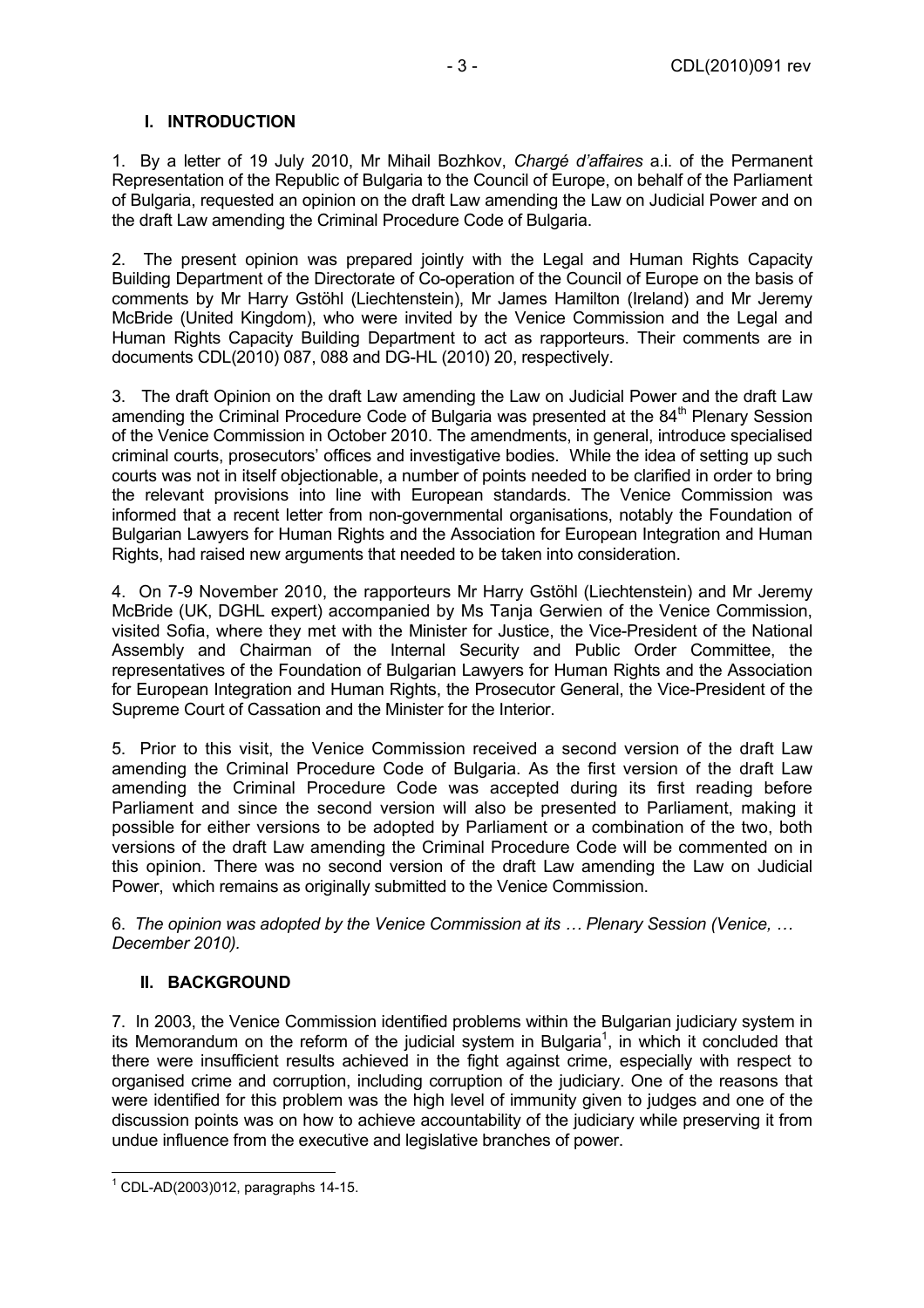## I. INTRODUCTION

1. By a letter of 19 July 2010, Mr Mihail Bozhkov, *Chargé d'affaires* a.i. of the Permanent Representation of the Republic of Bulgaria to the Council of Europe, on behalf of the Parliament of Bulgaria, requested an opinion on the draft Law amending the Law on Judicial Power and on the draft Law amending the Criminal Procedure Code of Bulgaria.

2. The present opinion was prepared jointly with the Legal and Human Rights Capacity Building Department of the Directorate of Co-operation of the Council of Europe on the basis of comments by Mr Harry Gstöhl (Liechtenstein), Mr James Hamilton (Ireland) and Mr Jeremy McBride (United Kingdom), who were invited by the Venice Commission and the Legal and Human Rights Capacity Building Department to act as rapporteurs. Their comments are in documents CDL(2010) 087, 088 and DG-HL (2010) 20, respectively.

3. The draft Opinion on the draft Law amending the Law on Judicial Power and the draft Law amending the Criminal Procedure Code of Bulgaria was presented at the 84th Plenary Session of the Venice Commission in October 2010. The amendments, in general, introduce specialised criminal courts, prosecutors' offices and investigative bodies. While the idea of setting up such courts was not in itself objectionable, a number of points needed to be clarified in order to bring the relevant provisions into line with European standards. The Venice Commission was informed that a recent letter from non-governmental organisations, notably the Foundation of Bulgarian Lawyers for Human Rights and the Association for European Integration and Human Rights, had raised new arguments that needed to be taken into consideration.

4. On 7-9 November 2010, the rapporteurs Mr Harry Gstöhl (Liechtenstein) and Mr Jeremy McBride (UK, DGHL expert) accompanied by Ms Tanja Gerwien of the Venice Commission, visited Sofia, where they met with the Minister for Justice, the Vice-President of the National Assembly and Chairman of the Internal Security and Public Order Committee, the representatives of the Foundation of Bulgarian Lawyers for Human Rights and the Association for European Integration and Human Rights, the Prosecutor General, the Vice-President of the Supreme Court of Cassation and the Minister for the Interior.

5. Prior to this visit, the Venice Commission received a second version of the draft Law amending the Criminal Procedure Code of Bulgaria. As the first version of the draft Law amending the Criminal Procedure Code was accepted during its first reading before Parliament and since the second version will also be presented to Parliament, making it possible for either versions to be adopted by Parliament or a combination of the two, both versions of the draft Law amending the Criminal Procedure Code will be commented on in this opinion. There was no second version of the draft Law amending the Law on Judicial Power, which remains as originally submitted to the Venice Commission.

6. *The opinion was adopted by the Venice Commission at its … Plenary Session (Venice, … December 2010).*

## II. BACKGROUND

7. In 2003, the Venice Commission identified problems within the Bulgarian judiciary system in its Memorandum on the reform of the judicial system in Bulgaria[1], in which it concluded that there were insufficient results achieved in the fight against crime, especially with respect to organised crime and corruption, including corruption of the judiciary. One of the reasons that were identified for this problem was the high level of immunity given to judges and one of the discussion points was on how to achieve accountability of the judiciary while preserving it from undue influence from the executive and legislative branches of power.

---

[1] CDL-AD(2003)012, paragraphs 14-15.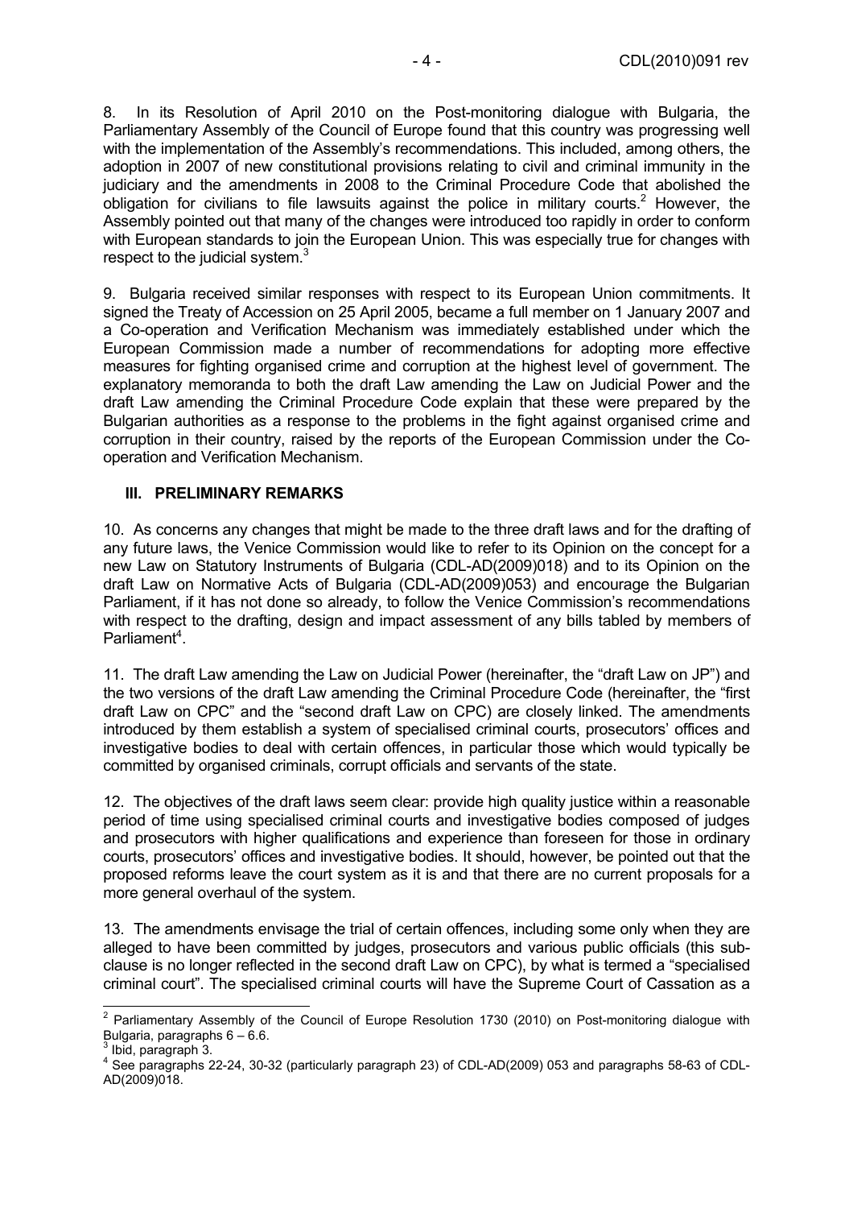8. In its Resolution of April 2010 on the Post-monitoring dialogue with Bulgaria, the Parliamentary Assembly of the Council of Europe found that this country was progressing well with the implementation of the Assembly's recommendations. This included, among others, the adoption in 2007 of new constitutional provisions relating to civil and criminal immunity in the judiciary and the amendments in 2008 to the Criminal Procedure Code that abolished the obligation for civilians to file lawsuits against the police in military courts.[2] However, the Assembly pointed out that many of the changes were introduced too rapidly in order to conform with European standards to join the European Union. This was especially true for changes with respect to the judicial system.[3]

9. Bulgaria received similar responses with respect to its European Union commitments. It signed the Treaty of Accession on 25 April 2005, became a full member on 1 January 2007 and a Co-operation and Verification Mechanism was immediately established under which the European Commission made a number of recommendations for adopting more effective measures for fighting organised crime and corruption at the highest level of government. The explanatory memoranda to both the draft Law amending the Law on Judicial Power and the draft Law amending the Criminal Procedure Code explain that these were prepared by the Bulgarian authorities as a response to the problems in the fight against organised crime and corruption in their country, raised by the reports of the European Commission under the Co-operation and Verification Mechanism.

## III. PRELIMINARY REMARKS

10. As concerns any changes that might be made to the three draft laws and for the drafting of any future laws, the Venice Commission would like to refer to its Opinion on the concept for a new Law on Statutory Instruments of Bulgaria (CDL-AD(2009)018) and to its Opinion on the draft Law on Normative Acts of Bulgaria (CDL-AD(2009)053) and encourage the Bulgarian Parliament, if it has not done so already, to follow the Venice Commission's recommendations with respect to the drafting, design and impact assessment of any bills tabled by members of Parliament[4].

11. The draft Law amending the Law on Judicial Power (hereinafter, the "draft Law on JP") and the two versions of the draft Law amending the Criminal Procedure Code (hereinafter, the "first draft Law on CPC" and the "second draft Law on CPC) are closely linked. The amendments introduced by them establish a system of specialised criminal courts, prosecutors' offices and investigative bodies to deal with certain offences, in particular those which would typically be committed by organised criminals, corrupt officials and servants of the state.

12. The objectives of the draft laws seem clear: provide high quality justice within a reasonable period of time using specialised criminal courts and investigative bodies composed of judges and prosecutors with higher qualifications and experience than foreseen for those in ordinary courts, prosecutors' offices and investigative bodies. It should, however, be pointed out that the proposed reforms leave the court system as it is and that there are no current proposals for a more general overhaul of the system.

13. The amendments envisage the trial of certain offences, including some only when they are alleged to have been committed by judges, prosecutors and various public officials (this sub-clause is no longer reflected in the second draft Law on CPC), by what is termed a "specialised criminal court". The specialised criminal courts will have the Supreme Court of Cassation as a

---

[2] Parliamentary Assembly of the Council of Europe Resolution 1730 (2010) on Post-monitoring dialogue with Bulgaria, paragraphs 6 – 6.6.

[3] Ibid, paragraph 3.

[4] See paragraphs 22-24, 30-32 (particularly paragraph 23) of CDL-AD(2009) 053 and paragraphs 58-63 of CDL-AD(2009)018.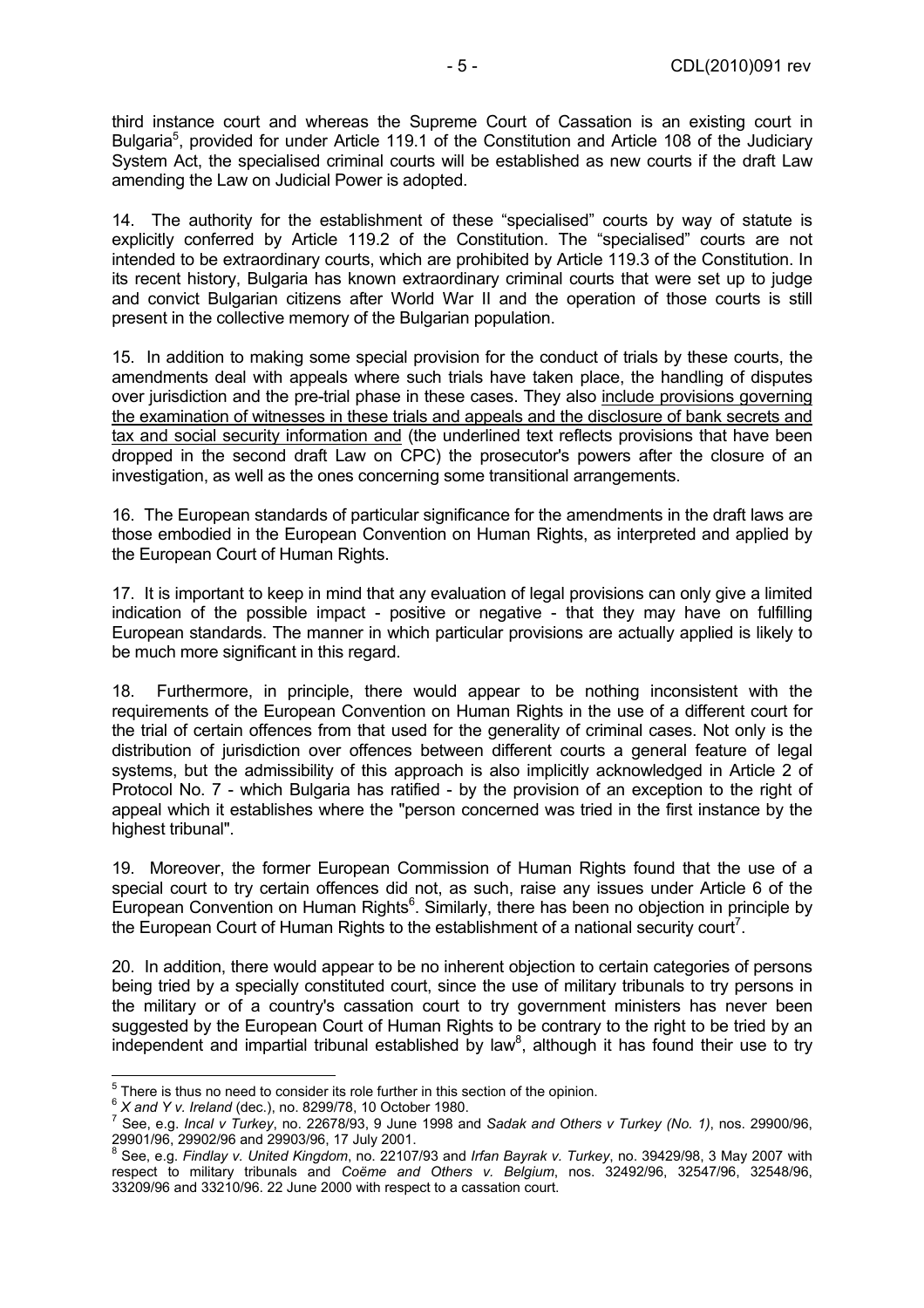third instance court and whereas the Supreme Court of Cassation is an existing court in Bulgaria[5], provided for under Article 119.1 of the Constitution and Article 108 of the Judiciary System Act, the specialised criminal courts will be established as new courts if the draft Law amending the Law on Judicial Power is adopted.

14. The authority for the establishment of these "specialised" courts by way of statute is explicitly conferred by Article 119.2 of the Constitution. The "specialised" courts are not intended to be extraordinary courts, which are prohibited by Article 119.3 of the Constitution. In its recent history, Bulgaria has known extraordinary criminal courts that were set up to judge and convict Bulgarian citizens after World War II and the operation of those courts is still present in the collective memory of the Bulgarian population.

15. In addition to making some special provision for the conduct of trials by these courts, the amendments deal with appeals where such trials have taken place, the handling of disputes over jurisdiction and the pre-trial phase in these cases. They also <u>include provisions governing the examination of witnesses in these trials and appeals and the disclosure of bank secrets and tax and social security information and</u> (the underlined text reflects provisions that have been dropped in the second draft Law on CPC) the prosecutor's powers after the closure of an investigation, as well as the ones concerning some transitional arrangements.

16. The European standards of particular significance for the amendments in the draft laws are those embodied in the European Convention on Human Rights, as interpreted and applied by the European Court of Human Rights.

17. It is important to keep in mind that any evaluation of legal provisions can only give a limited indication of the possible impact - positive or negative - that they may have on fulfilling European standards. The manner in which particular provisions are actually applied is likely to be much more significant in this regard.

18. Furthermore, in principle, there would appear to be nothing inconsistent with the requirements of the European Convention on Human Rights in the use of a different court for the trial of certain offences from that used for the generality of criminal cases. Not only is the distribution of jurisdiction over offences between different courts a general feature of legal systems, but the admissibility of this approach is also implicitly acknowledged in Article 2 of Protocol No. 7 - which Bulgaria has ratified - by the provision of an exception to the right of appeal which it establishes where the "person concerned was tried in the first instance by the highest tribunal".

19. Moreover, the former European Commission of Human Rights found that the use of a special court to try certain offences did not, as such, raise any issues under Article 6 of the European Convention on Human Rights[6]. Similarly, there has been no objection in principle by the European Court of Human Rights to the establishment of a national security court[7].

20. In addition, there would appear to be no inherent objection to certain categories of persons being tried by a specially constituted court, since the use of military tribunals to try persons in the military or of a country's cassation court to try government ministers has never been suggested by the European Court of Human Rights to be contrary to the right to be tried by an independent and impartial tribunal established by law[8], although it has found their use to try

---

[5] There is thus no need to consider its role further in this section of the opinion.

[6] *X and Y v. Ireland* (dec.), no. 8299/78, 10 October 1980.

[7] See, e.g. *Incal v Turkey*, no. 22678/93, 9 June 1998 and *Sadak and Others v Turkey (No. 1)*, nos. 29900/96, 29901/96, 29902/96 and 29903/96, 17 July 2001.

[8] See, e.g. *Findlay v. United Kingdom*, no. 22107/93 and *Irfan Bayrak v. Turkey*, no. 39429/98, 3 May 2007 with respect to military tribunals and *Coëme and Others v. Belgium*, nos. 32492/96, 32547/96, 32548/96, 33209/96 and 33210/96. 22 June 2000 with respect to a cassation court.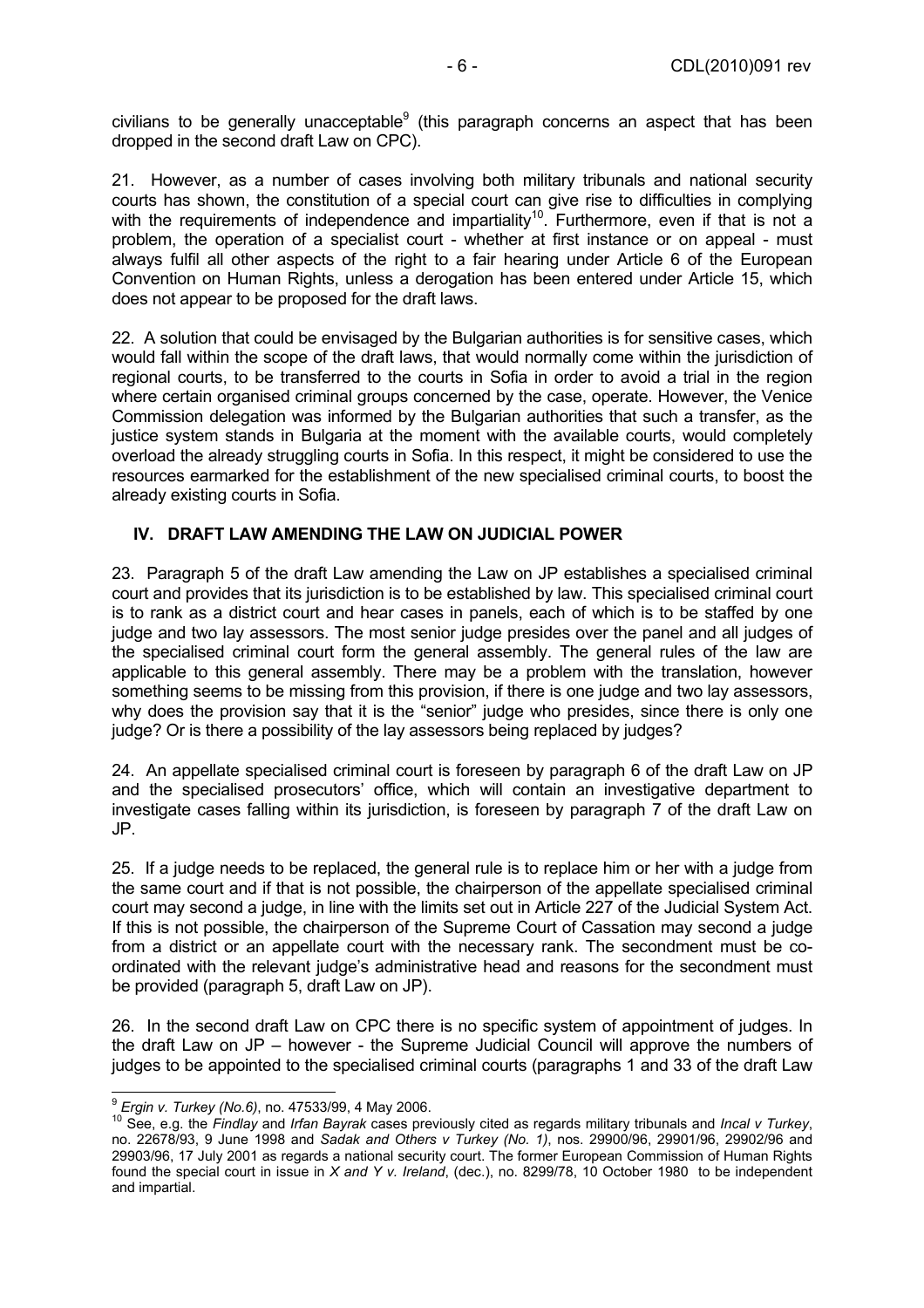civilians to be generally unacceptable[9] (this paragraph concerns an aspect that has been dropped in the second draft Law on CPC).

21. However, as a number of cases involving both military tribunals and national security courts has shown, the constitution of a special court can give rise to difficulties in complying with the requirements of independence and impartiality[10]. Furthermore, even if that is not a problem, the operation of a specialist court - whether at first instance or on appeal - must always fulfil all other aspects of the right to a fair hearing under Article 6 of the European Convention on Human Rights, unless a derogation has been entered under Article 15, which does not appear to be proposed for the draft laws.

22. A solution that could be envisaged by the Bulgarian authorities is for sensitive cases, which would fall within the scope of the draft laws, that would normally come within the jurisdiction of regional courts, to be transferred to the courts in Sofia in order to avoid a trial in the region where certain organised criminal groups concerned by the case, operate. However, the Venice Commission delegation was informed by the Bulgarian authorities that such a transfer, as the justice system stands in Bulgaria at the moment with the available courts, would completely overload the already struggling courts in Sofia. In this respect, it might be considered to use the resources earmarked for the establishment of the new specialised criminal courts, to boost the already existing courts in Sofia.

## IV. DRAFT LAW AMENDING THE LAW ON JUDICIAL POWER

23. Paragraph 5 of the draft Law amending the Law on JP establishes a specialised criminal court and provides that its jurisdiction is to be established by law. This specialised criminal court is to rank as a district court and hear cases in panels, each of which is to be staffed by one judge and two lay assessors. The most senior judge presides over the panel and all judges of the specialised criminal court form the general assembly. The general rules of the law are applicable to this general assembly. There may be a problem with the translation, however something seems to be missing from this provision, if there is one judge and two lay assessors, why does the provision say that it is the "senior" judge who presides, since there is only one judge? Or is there a possibility of the lay assessors being replaced by judges?

24. An appellate specialised criminal court is foreseen by paragraph 6 of the draft Law on JP and the specialised prosecutors' office, which will contain an investigative department to investigate cases falling within its jurisdiction, is foreseen by paragraph 7 of the draft Law on JP.

25. If a judge needs to be replaced, the general rule is to replace him or her with a judge from the same court and if that is not possible, the chairperson of the appellate specialised criminal court may second a judge, in line with the limits set out in Article 227 of the Judicial System Act. If this is not possible, the chairperson of the Supreme Court of Cassation may second a judge from a district or an appellate court with the necessary rank. The secondment must be co-ordinated with the relevant judge's administrative head and reasons for the secondment must be provided (paragraph 5, draft Law on JP).

26. In the second draft Law on CPC there is no specific system of appointment of judges. In the draft Law on JP – however - the Supreme Judicial Council will approve the numbers of judges to be appointed to the specialised criminal courts (paragraphs 1 and 33 of the draft Law

---

[9] *Ergin v. Turkey (No.6)*, no. 47533/99, 4 May 2006.

[10] See, e.g. the *Findlay* and *Irfan Bayrak* cases previously cited as regards military tribunals and *Incal v Turkey*, no. 22678/93, 9 June 1998 and *Sadak and Others v Turkey (No. 1)*, nos. 29900/96, 29901/96, 29902/96 and 29903/96, 17 July 2001 as regards a national security court. The former European Commission of Human Rights found the special court in issue in *X and Y v. Ireland*, (dec.), no. 8299/78, 10 October 1980 to be independent and impartial.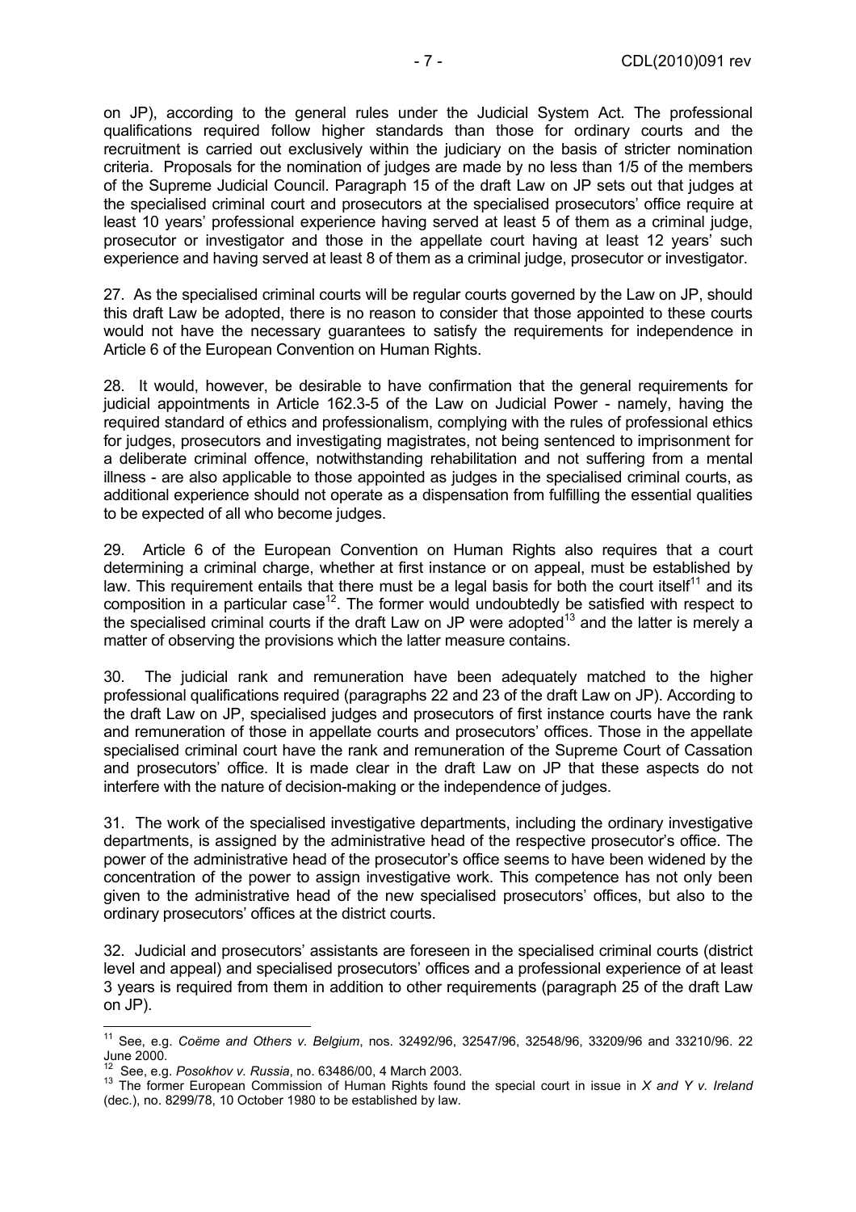on JP), according to the general rules under the Judicial System Act. The professional qualifications required follow higher standards than those for ordinary courts and the recruitment is carried out exclusively within the judiciary on the basis of stricter nomination criteria. Proposals for the nomination of judges are made by no less than 1/5 of the members of the Supreme Judicial Council. Paragraph 15 of the draft Law on JP sets out that judges at the specialised criminal court and prosecutors at the specialised prosecutors' office require at least 10 years' professional experience having served at least 5 of them as a criminal judge, prosecutor or investigator and those in the appellate court having at least 12 years' such experience and having served at least 8 of them as a criminal judge, prosecutor or investigator.

27. As the specialised criminal courts will be regular courts governed by the Law on JP, should this draft Law be adopted, there is no reason to consider that those appointed to these courts would not have the necessary guarantees to satisfy the requirements for independence in Article 6 of the European Convention on Human Rights.

28. It would, however, be desirable to have confirmation that the general requirements for judicial appointments in Article 162.3-5 of the Law on Judicial Power - namely, having the required standard of ethics and professionalism, complying with the rules of professional ethics for judges, prosecutors and investigating magistrates, not being sentenced to imprisonment for a deliberate criminal offence, notwithstanding rehabilitation and not suffering from a mental illness - are also applicable to those appointed as judges in the specialised criminal courts, as additional experience should not operate as a dispensation from fulfilling the essential qualities to be expected of all who become judges.

29. Article 6 of the European Convention on Human Rights also requires that a court determining a criminal charge, whether at first instance or on appeal, must be established by law. This requirement entails that there must be a legal basis for both the court itself[11] and its composition in a particular case[12]. The former would undoubtedly be satisfied with respect to the specialised criminal courts if the draft Law on JP were adopted[13] and the latter is merely a matter of observing the provisions which the latter measure contains.

30. The judicial rank and remuneration have been adequately matched to the higher professional qualifications required (paragraphs 22 and 23 of the draft Law on JP). According to the draft Law on JP, specialised judges and prosecutors of first instance courts have the rank and remuneration of those in appellate courts and prosecutors' offices. Those in the appellate specialised criminal court have the rank and remuneration of the Supreme Court of Cassation and prosecutors' office. It is made clear in the draft Law on JP that these aspects do not interfere with the nature of decision-making or the independence of judges.

31. The work of the specialised investigative departments, including the ordinary investigative departments, is assigned by the administrative head of the respective prosecutor's office. The power of the administrative head of the prosecutor's office seems to have been widened by the concentration of the power to assign investigative work. This competence has not only been given to the administrative head of the new specialised prosecutors' offices, but also to the ordinary prosecutors' offices at the district courts.

32. Judicial and prosecutors' assistants are foreseen in the specialised criminal courts (district level and appeal) and specialised prosecutors' offices and a professional experience of at least 3 years is required from them in addition to other requirements (paragraph 25 of the draft Law on JP).

---

[11] See, e.g. *Coëme and Others v. Belgium*, nos. 32492/96, 32547/96, 32548/96, 33209/96 and 33210/96. 22 June 2000.

[12] See, e.g. *Posokhov v. Russia*, no. 63486/00, 4 March 2003.

[13] The former European Commission of Human Rights found the special court in issue in *X and Y v. Ireland* (dec.), no. 8299/78, 10 October 1980 to be established by law.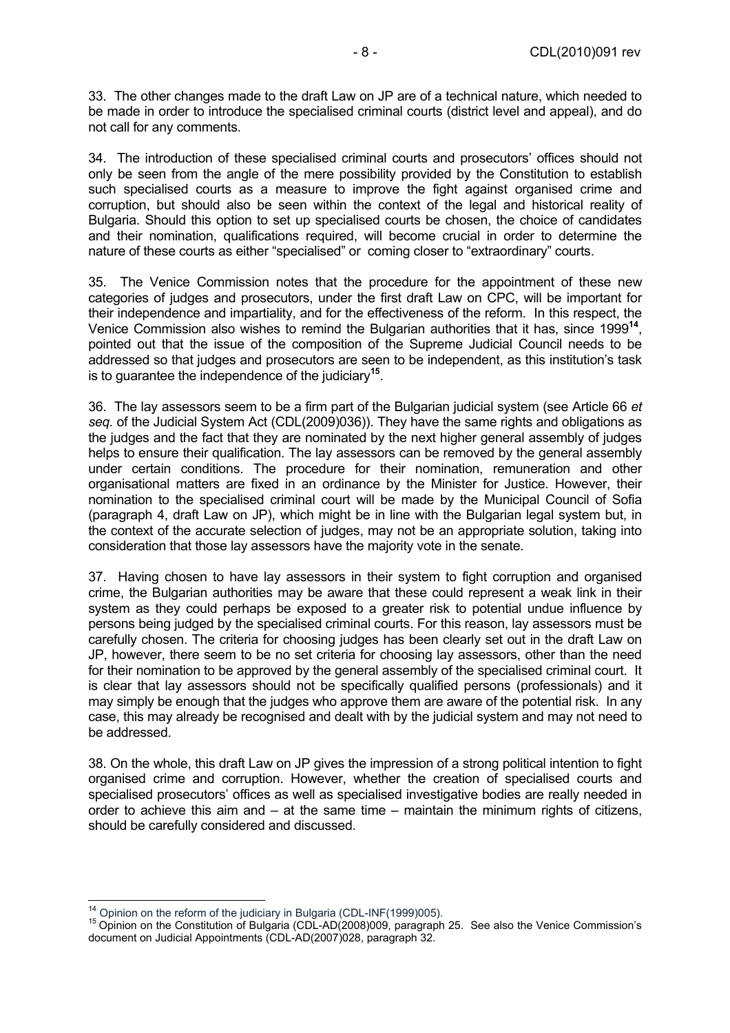33. The other changes made to the draft Law on JP are of a technical nature, which needed to be made in order to introduce the specialised criminal courts (district level and appeal), and do not call for any comments.

34. The introduction of these specialised criminal courts and prosecutors' offices should not only be seen from the angle of the mere possibility provided by the Constitution to establish such specialised courts as a measure to improve the fight against organised crime and corruption, but should also be seen within the context of the legal and historical reality of Bulgaria. Should this option to set up specialised courts be chosen, the choice of candidates and their nomination, qualifications required, will become crucial in order to determine the nature of these courts as either "specialised" or coming closer to "extraordinary" courts.

35. The Venice Commission notes that the procedure for the appointment of these new categories of judges and prosecutors, under the first draft Law on CPC, will be important for their independence and impartiality, and for the effectiveness of the reform. In this respect, the Venice Commission also wishes to remind the Bulgarian authorities that it has, since 1999[14], pointed out that the issue of the composition of the Supreme Judicial Council needs to be addressed so that judges and prosecutors are seen to be independent, as this institution's task is to guarantee the independence of the judiciary[15].

36. The lay assessors seem to be a firm part of the Bulgarian judicial system (see Article 66 *et seq.* of the Judicial System Act (CDL(2009)036)). They have the same rights and obligations as the judges and the fact that they are nominated by the next higher general assembly of judges helps to ensure their qualification. The lay assessors can be removed by the general assembly under certain conditions. The procedure for their nomination, remuneration and other organisational matters are fixed in an ordinance by the Minister for Justice. However, their nomination to the specialised criminal court will be made by the Municipal Council of Sofia (paragraph 4, draft Law on JP), which might be in line with the Bulgarian legal system but, in the context of the accurate selection of judges, may not be an appropriate solution, taking into consideration that those lay assessors have the majority vote in the senate.

37. Having chosen to have lay assessors in their system to fight corruption and organised crime, the Bulgarian authorities may be aware that these could represent a weak link in their system as they could perhaps be exposed to a greater risk to potential undue influence by persons being judged by the specialised criminal courts. For this reason, lay assessors must be carefully chosen. The criteria for choosing judges has been clearly set out in the draft Law on JP, however, there seem to be no set criteria for choosing lay assessors, other than the need for their nomination to be approved by the general assembly of the specialised criminal court. It is clear that lay assessors should not be specifically qualified persons (professionals) and it may simply be enough that the judges who approve them are aware of the potential risk. In any case, this may already be recognised and dealt with by the judicial system and may not need to be addressed.

38. On the whole, this draft Law on JP gives the impression of a strong political intention to fight organised crime and corruption. However, whether the creation of specialised courts and specialised prosecutors' offices as well as specialised investigative bodies are really needed in order to achieve this aim and – at the same time – maintain the minimum rights of citizens, should be carefully considered and discussed.

---

[14] Opinion on the reform of the judiciary in Bulgaria (CDL-INF(1999)005).

[15] Opinion on the Constitution of Bulgaria (CDL-AD(2008)009, paragraph 25. See also the Venice Commission's document on Judicial Appointments (CDL-AD(2007)028, paragraph 32.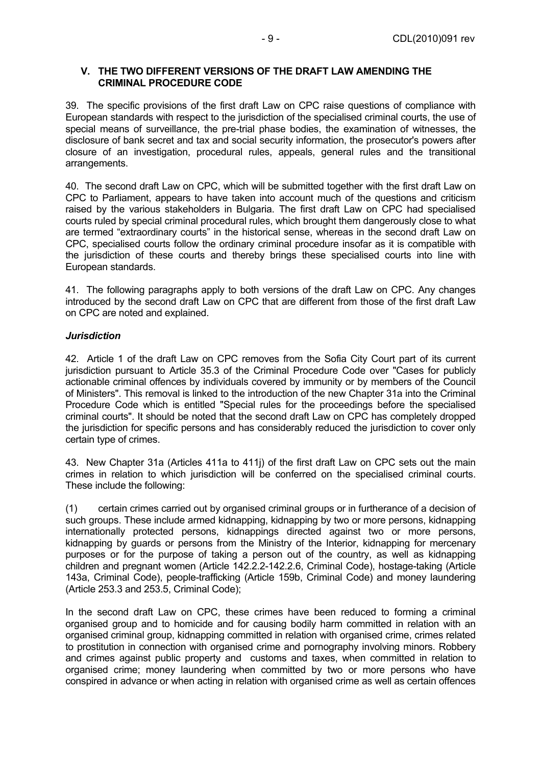## V. THE TWO DIFFERENT VERSIONS OF THE DRAFT LAW AMENDING THE CRIMINAL PROCEDURE CODE

39. The specific provisions of the first draft Law on CPC raise questions of compliance with European standards with respect to the jurisdiction of the specialised criminal courts, the use of special means of surveillance, the pre-trial phase bodies, the examination of witnesses, the disclosure of bank secret and tax and social security information, the prosecutor's powers after closure of an investigation, procedural rules, appeals, general rules and the transitional arrangements.

40. The second draft Law on CPC, which will be submitted together with the first draft Law on CPC to Parliament, appears to have taken into account much of the questions and criticism raised by the various stakeholders in Bulgaria. The first draft Law on CPC had specialised courts ruled by special criminal procedural rules, which brought them dangerously close to what are termed "extraordinary courts" in the historical sense, whereas in the second draft Law on CPC, specialised courts follow the ordinary criminal procedure insofar as it is compatible with the jurisdiction of these courts and thereby brings these specialised courts into line with European standards.

41. The following paragraphs apply to both versions of the draft Law on CPC. Any changes introduced by the second draft Law on CPC that are different from those of the first draft Law on CPC are noted and explained.

### *Jurisdiction*

42. Article 1 of the draft Law on CPC removes from the Sofia City Court part of its current jurisdiction pursuant to Article 35.3 of the Criminal Procedure Code over "Cases for publicly actionable criminal offences by individuals covered by immunity or by members of the Council of Ministers". This removal is linked to the introduction of the new Chapter 31a into the Criminal Procedure Code which is entitled "Special rules for the proceedings before the specialised criminal courts". It should be noted that the second draft Law on CPC has completely dropped the jurisdiction for specific persons and has considerably reduced the jurisdiction to cover only certain type of crimes.

43. New Chapter 31a (Articles 411a to 411j) of the first draft Law on CPC sets out the main crimes in relation to which jurisdiction will be conferred on the specialised criminal courts. These include the following:

(1) certain crimes carried out by organised criminal groups or in furtherance of a decision of such groups. These include armed kidnapping, kidnapping by two or more persons, kidnapping internationally protected persons, kidnappings directed against two or more persons, kidnapping by guards or persons from the Ministry of the Interior, kidnapping for mercenary purposes or for the purpose of taking a person out of the country, as well as kidnapping children and pregnant women (Article 142.2.2-142.2.6, Criminal Code), hostage-taking (Article 143a, Criminal Code), people-trafficking (Article 159b, Criminal Code) and money laundering (Article 253.3 and 253.5, Criminal Code);

In the second draft Law on CPC, these crimes have been reduced to forming a criminal organised group and to homicide and for causing bodily harm committed in relation with an organised criminal group, kidnapping committed in relation with organised crime, crimes related to prostitution in connection with organised crime and pornography involving minors. Robbery and crimes against public property and customs and taxes, when committed in relation to organised crime; money laundering when committed by two or more persons who have conspired in advance or when acting in relation with organised crime as well as certain offences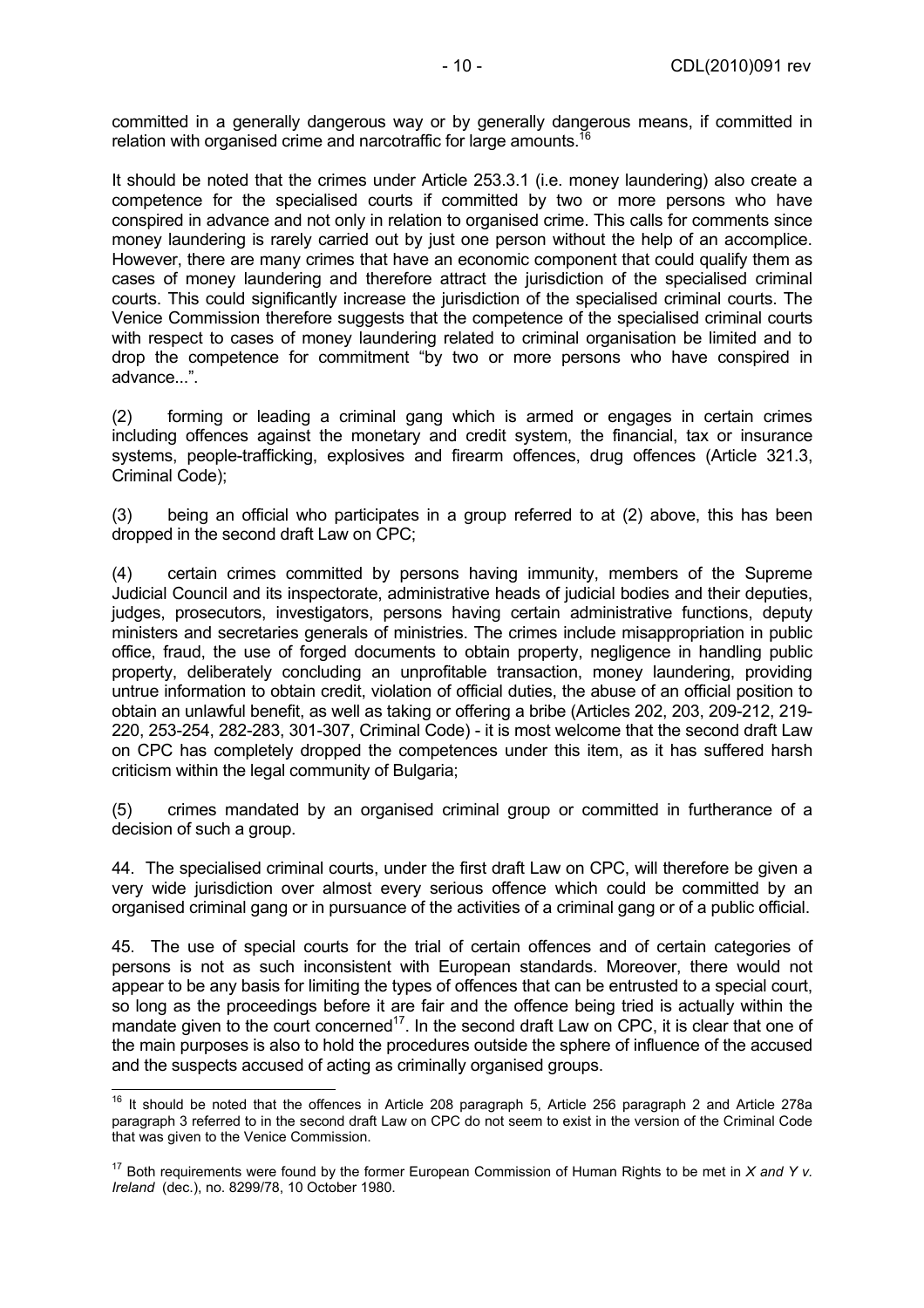committed in a generally dangerous way or by generally dangerous means, if committed in relation with organised crime and narcotraffic for large amounts.[16]

It should be noted that the crimes under Article 253.3.1 (i.e. money laundering) also create a competence for the specialised courts if committed by two or more persons who have conspired in advance and not only in relation to organised crime. This calls for comments since money laundering is rarely carried out by just one person without the help of an accomplice. However, there are many crimes that have an economic component that could qualify them as cases of money laundering and therefore attract the jurisdiction of the specialised criminal courts. This could significantly increase the jurisdiction of the specialised criminal courts. The Venice Commission therefore suggests that the competence of the specialised criminal courts with respect to cases of money laundering related to criminal organisation be limited and to drop the competence for commitment "by two or more persons who have conspired in advance...".

(2) forming or leading a criminal gang which is armed or engages in certain crimes including offences against the monetary and credit system, the financial, tax or insurance systems, people-trafficking, explosives and firearm offences, drug offences (Article 321.3, Criminal Code);

(3) being an official who participates in a group referred to at (2) above, this has been dropped in the second draft Law on CPC;

(4) certain crimes committed by persons having immunity, members of the Supreme Judicial Council and its inspectorate, administrative heads of judicial bodies and their deputies, judges, prosecutors, investigators, persons having certain administrative functions, deputy ministers and secretaries generals of ministries. The crimes include misappropriation in public office, fraud, the use of forged documents to obtain property, negligence in handling public property, deliberately concluding an unprofitable transaction, money laundering, providing untrue information to obtain credit, violation of official duties, the abuse of an official position to obtain an unlawful benefit, as well as taking or offering a bribe (Articles 202, 203, 209-212, 219-220, 253-254, 282-283, 301-307, Criminal Code) - it is most welcome that the second draft Law on CPC has completely dropped the competences under this item, as it has suffered harsh criticism within the legal community of Bulgaria;

(5) crimes mandated by an organised criminal group or committed in furtherance of a decision of such a group.

44. The specialised criminal courts, under the first draft Law on CPC, will therefore be given a very wide jurisdiction over almost every serious offence which could be committed by an organised criminal gang or in pursuance of the activities of a criminal gang or of a public official.

45. The use of special courts for the trial of certain offences and of certain categories of persons is not as such inconsistent with European standards. Moreover, there would not appear to be any basis for limiting the types of offences that can be entrusted to a special court, so long as the proceedings before it are fair and the offence being tried is actually within the mandate given to the court concerned[17]. In the second draft Law on CPC, it is clear that one of the main purposes is also to hold the procedures outside the sphere of influence of the accused and the suspects accused of acting as criminally organised groups.

[16] It should be noted that the offences in Article 208 paragraph 5, Article 256 paragraph 2 and Article 278a paragraph 3 referred to in the second draft Law on CPC do not seem to exist in the version of the Criminal Code that was given to the Venice Commission.

[17] Both requirements were found by the former European Commission of Human Rights to be met in *X and Y v. Ireland* (dec.), no. 8299/78, 10 October 1980.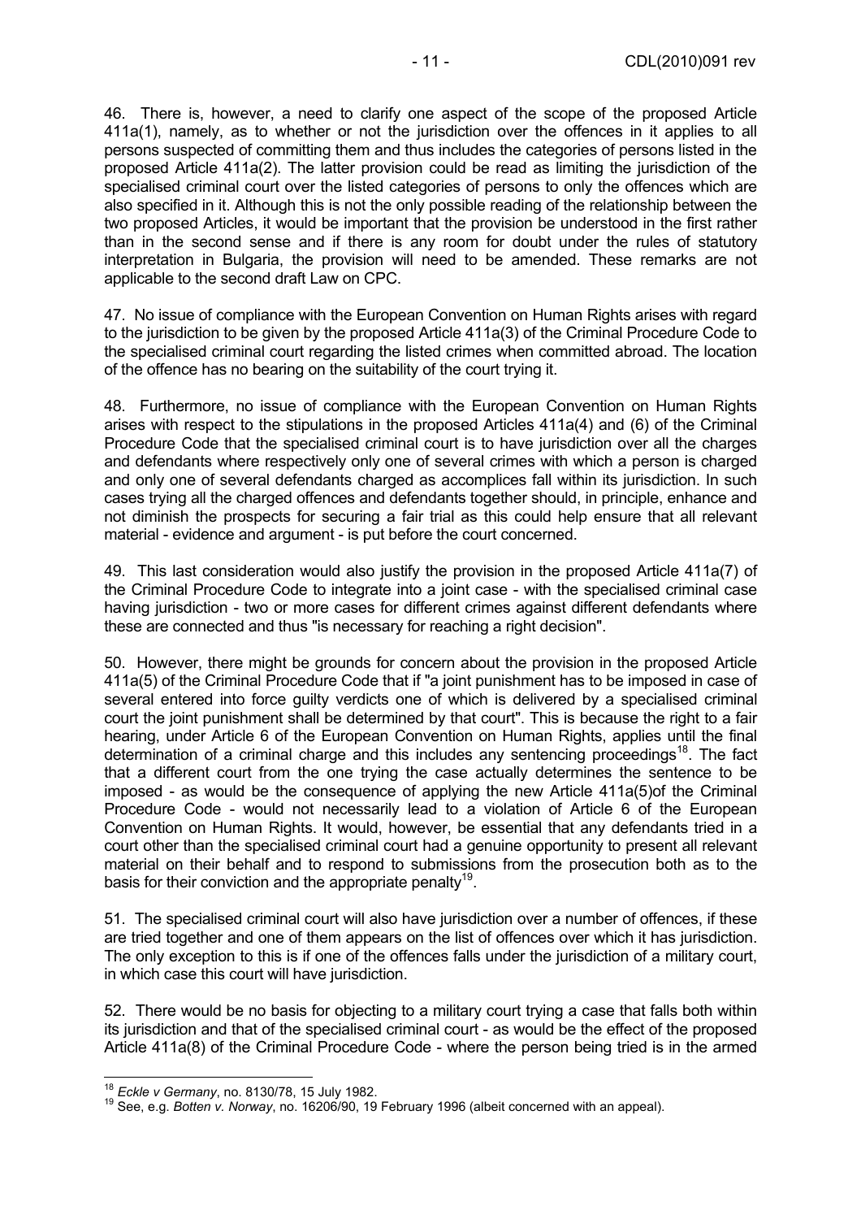46. There is, however, a need to clarify one aspect of the scope of the proposed Article 411a(1), namely, as to whether or not the jurisdiction over the offences in it applies to all persons suspected of committing them and thus includes the categories of persons listed in the proposed Article 411a(2). The latter provision could be read as limiting the jurisdiction of the specialised criminal court over the listed categories of persons to only the offences which are also specified in it. Although this is not the only possible reading of the relationship between the two proposed Articles, it would be important that the provision be understood in the first rather than in the second sense and if there is any room for doubt under the rules of statutory interpretation in Bulgaria, the provision will need to be amended. These remarks are not applicable to the second draft Law on CPC.

47. No issue of compliance with the European Convention on Human Rights arises with regard to the jurisdiction to be given by the proposed Article 411a(3) of the Criminal Procedure Code to the specialised criminal court regarding the listed crimes when committed abroad. The location of the offence has no bearing on the suitability of the court trying it.

48. Furthermore, no issue of compliance with the European Convention on Human Rights arises with respect to the stipulations in the proposed Articles 411a(4) and (6) of the Criminal Procedure Code that the specialised criminal court is to have jurisdiction over all the charges and defendants where respectively only one of several crimes with which a person is charged and only one of several defendants charged as accomplices fall within its jurisdiction. In such cases trying all the charged offences and defendants together should, in principle, enhance and not diminish the prospects for securing a fair trial as this could help ensure that all relevant material - evidence and argument - is put before the court concerned.

49. This last consideration would also justify the provision in the proposed Article 411a(7) of the Criminal Procedure Code to integrate into a joint case - with the specialised criminal case having jurisdiction - two or more cases for different crimes against different defendants where these are connected and thus "is necessary for reaching a right decision".

50. However, there might be grounds for concern about the provision in the proposed Article 411a(5) of the Criminal Procedure Code that if "a joint punishment has to be imposed in case of several entered into force guilty verdicts one of which is delivered by a specialised criminal court the joint punishment shall be determined by that court". This is because the right to a fair hearing, under Article 6 of the European Convention on Human Rights, applies until the final determination of a criminal charge and this includes any sentencing proceedings[18]. The fact that a different court from the one trying the case actually determines the sentence to be imposed - as would be the consequence of applying the new Article 411a(5)of the Criminal Procedure Code - would not necessarily lead to a violation of Article 6 of the European Convention on Human Rights. It would, however, be essential that any defendants tried in a court other than the specialised criminal court had a genuine opportunity to present all relevant material on their behalf and to respond to submissions from the prosecution both as to the basis for their conviction and the appropriate penalty[19].

51. The specialised criminal court will also have jurisdiction over a number of offences, if these are tried together and one of them appears on the list of offences over which it has jurisdiction. The only exception to this is if one of the offences falls under the jurisdiction of a military court, in which case this court will have jurisdiction.

52. There would be no basis for objecting to a military court trying a case that falls both within its jurisdiction and that of the specialised criminal court - as would be the effect of the proposed Article 411a(8) of the Criminal Procedure Code - where the person being tried is in the armed

---

[18] *Eckle v Germany*, no. 8130/78, 15 July 1982.

[19] See, e.g. *Botten v. Norway*, no. 16206/90, 19 February 1996 (albeit concerned with an appeal).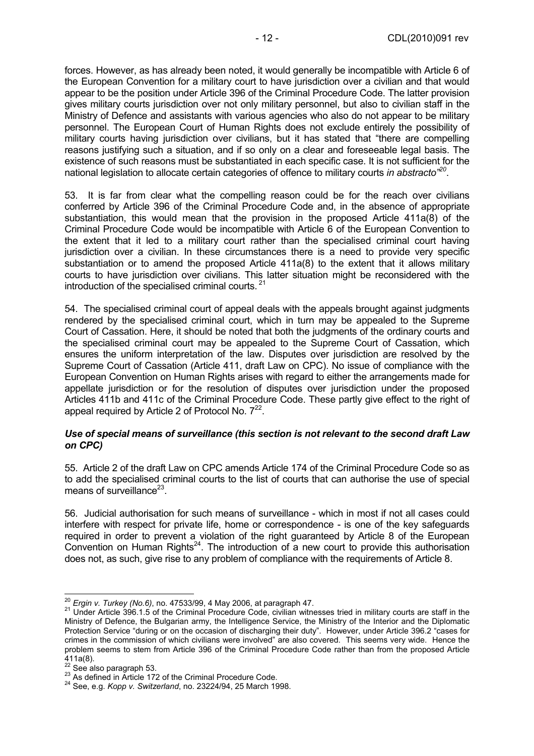forces. However, as has already been noted, it would generally be incompatible with Article 6 of the European Convention for a military court to have jurisdiction over a civilian and that would appear to be the position under Article 396 of the Criminal Procedure Code. The latter provision gives military courts jurisdiction over not only military personnel, but also to civilian staff in the Ministry of Defence and assistants with various agencies who also do not appear to be military personnel. The European Court of Human Rights does not exclude entirely the possibility of military courts having jurisdiction over civilians, but it has stated that "there are compelling reasons justifying such a situation, and if so only on a clear and foreseeable legal basis. The existence of such reasons must be substantiated in each specific case. It is not sufficient for the national legislation to allocate certain categories of offence to military courts *in abstracto*"[20].

53. It is far from clear what the compelling reason could be for the reach over civilians conferred by Article 396 of the Criminal Procedure Code and, in the absence of appropriate substantiation, this would mean that the provision in the proposed Article 411a(8) of the Criminal Procedure Code would be incompatible with Article 6 of the European Convention to the extent that it led to a military court rather than the specialised criminal court having jurisdiction over a civilian. In these circumstances there is a need to provide very specific substantiation or to amend the proposed Article 411a(8) to the extent that it allows military courts to have jurisdiction over civilians. This latter situation might be reconsidered with the introduction of the specialised criminal courts. [21]

54. The specialised criminal court of appeal deals with the appeals brought against judgments rendered by the specialised criminal court, which in turn may be appealed to the Supreme Court of Cassation. Here, it should be noted that both the judgments of the ordinary courts and the specialised criminal court may be appealed to the Supreme Court of Cassation, which ensures the uniform interpretation of the law. Disputes over jurisdiction are resolved by the Supreme Court of Cassation (Article 411, draft Law on CPC). No issue of compliance with the European Convention on Human Rights arises with regard to either the arrangements made for appellate jurisdiction or for the resolution of disputes over jurisdiction under the proposed Articles 411b and 411c of the Criminal Procedure Code. These partly give effect to the right of appeal required by Article 2 of Protocol No. 7[22].

***Use of special means of surveillance (this section is not relevant to the second draft Law on CPC)***

55. Article 2 of the draft Law on CPC amends Article 174 of the Criminal Procedure Code so as to add the specialised criminal courts to the list of courts that can authorise the use of special means of surveillance[23].

56. Judicial authorisation for such means of surveillance - which in most if not all cases could interfere with respect for private life, home or correspondence - is one of the key safeguards required in order to prevent a violation of the right guaranteed by Article 8 of the European Convention on Human Rights[24]. The introduction of a new court to provide this authorisation does not, as such, give rise to any problem of compliance with the requirements of Article 8.

---

[20] *Ergin v. Turkey (No.6)*, no. 47533/99, 4 May 2006, at paragraph 47.

[21] Under Article 396.1.5 of the Criminal Procedure Code, civilian witnesses tried in military courts are staff in the Ministry of Defence, the Bulgarian army, the Intelligence Service, the Ministry of the Interior and the Diplomatic Protection Service "during or on the occasion of discharging their duty". However, under Article 396.2 "cases for crimes in the commission of which civilians were involved" are also covered. This seems very wide. Hence the problem seems to stem from Article 396 of the Criminal Procedure Code rather than from the proposed Article 411a(8).

[22] See also paragraph 53.

[23] As defined in Article 172 of the Criminal Procedure Code.

[24] See, e.g. *Kopp v. Switzerland*, no. 23224/94, 25 March 1998.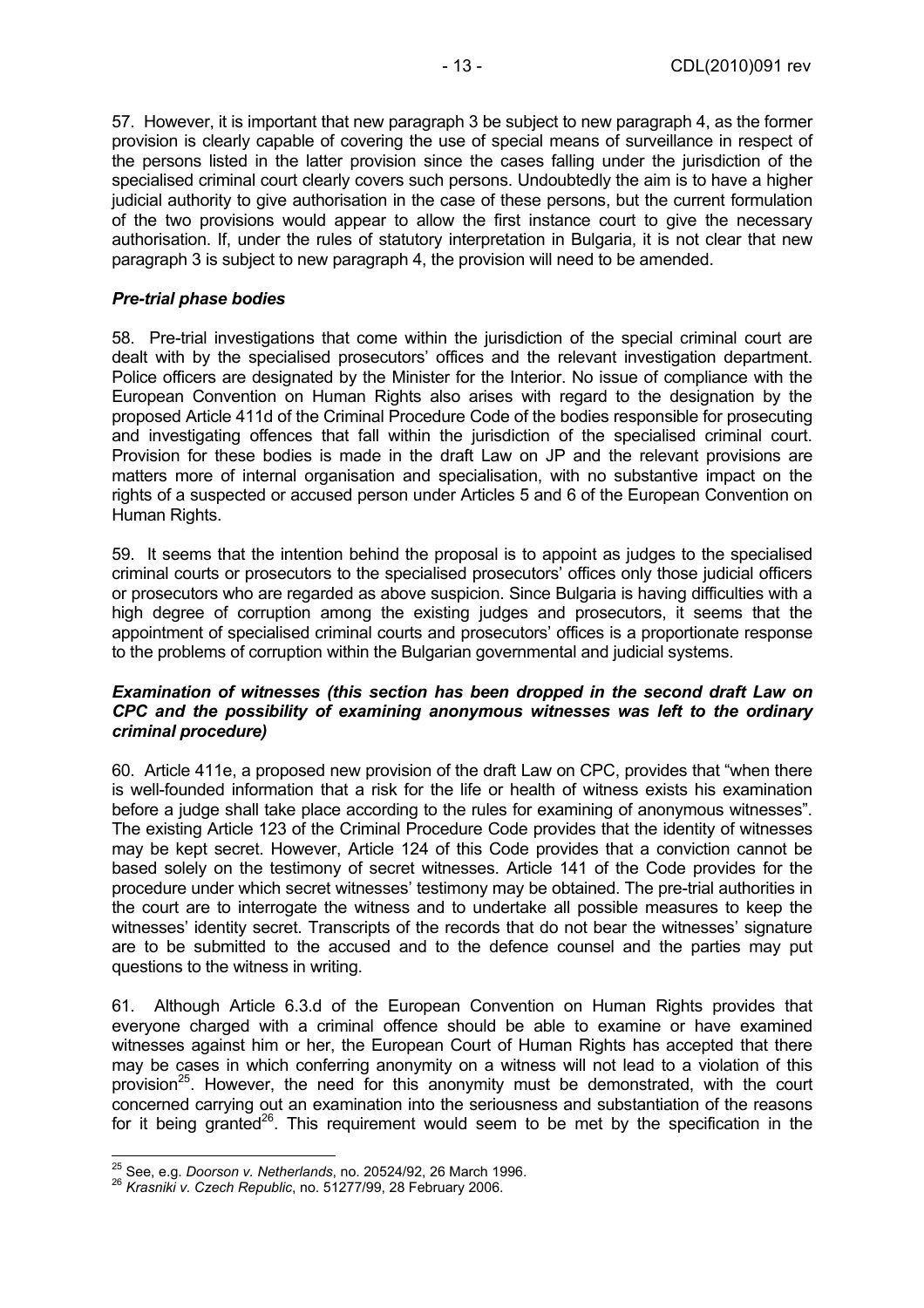57. However, it is important that new paragraph 3 be subject to new paragraph 4, as the former provision is clearly capable of covering the use of special means of surveillance in respect of the persons listed in the latter provision since the cases falling under the jurisdiction of the specialised criminal court clearly covers such persons. Undoubtedly the aim is to have a higher judicial authority to give authorisation in the case of these persons, but the current formulation of the two provisions would appear to allow the first instance court to give the necessary authorisation. If, under the rules of statutory interpretation in Bulgaria, it is not clear that new paragraph 3 is subject to new paragraph 4, the provision will need to be amended.

***Pre-trial phase bodies***

58. Pre-trial investigations that come within the jurisdiction of the special criminal court are dealt with by the specialised prosecutors' offices and the relevant investigation department. Police officers are designated by the Minister for the Interior. No issue of compliance with the European Convention on Human Rights also arises with regard to the designation by the proposed Article 411d of the Criminal Procedure Code of the bodies responsible for prosecuting and investigating offences that fall within the jurisdiction of the specialised criminal court. Provision for these bodies is made in the draft Law on JP and the relevant provisions are matters more of internal organisation and specialisation, with no substantive impact on the rights of a suspected or accused person under Articles 5 and 6 of the European Convention on Human Rights.

59. It seems that the intention behind the proposal is to appoint as judges to the specialised criminal courts or prosecutors to the specialised prosecutors' offices only those judicial officers or prosecutors who are regarded as above suspicion. Since Bulgaria is having difficulties with a high degree of corruption among the existing judges and prosecutors, it seems that the appointment of specialised criminal courts and prosecutors' offices is a proportionate response to the problems of corruption within the Bulgarian governmental and judicial systems.

***Examination of witnesses (this section has been dropped in the second draft Law on CPC and the possibility of examining anonymous witnesses was left to the ordinary criminal procedure)***

60. Article 411e, a proposed new provision of the draft Law on CPC, provides that "when there is well-founded information that a risk for the life or health of witness exists his examination before a judge shall take place according to the rules for examining of anonymous witnesses". The existing Article 123 of the Criminal Procedure Code provides that the identity of witnesses may be kept secret. However, Article 124 of this Code provides that a conviction cannot be based solely on the testimony of secret witnesses. Article 141 of the Code provides for the procedure under which secret witnesses' testimony may be obtained. The pre-trial authorities in the court are to interrogate the witness and to undertake all possible measures to keep the witnesses' identity secret. Transcripts of the records that do not bear the witnesses' signature are to be submitted to the accused and to the defence counsel and the parties may put questions to the witness in writing.

61. Although Article 6.3.d of the European Convention on Human Rights provides that everyone charged with a criminal offence should be able to examine or have examined witnesses against him or her, the European Court of Human Rights has accepted that there may be cases in which conferring anonymity on a witness will not lead to a violation of this provision[25]. However, the need for this anonymity must be demonstrated, with the court concerned carrying out an examination into the seriousness and substantiation of the reasons for it being granted[26]. This requirement would seem to be met by the specification in the

---

[25] See, e.g. *Doorson v. Netherlands*, no. 20524/92, 26 March 1996.

[26] *Krasniki v. Czech Republic*, no. 51277/99, 28 February 2006.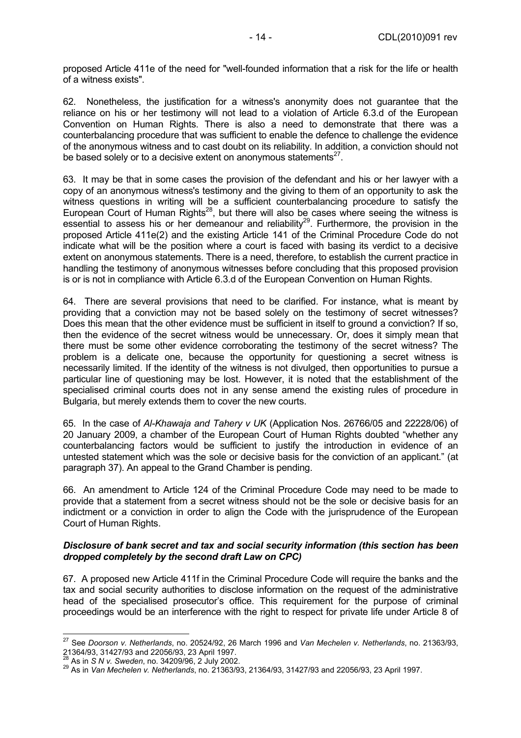proposed Article 411e of the need for "well-founded information that a risk for the life or health of a witness exists".

62. Nonetheless, the justification for a witness's anonymity does not guarantee that the reliance on his or her testimony will not lead to a violation of Article 6.3.d of the European Convention on Human Rights. There is also a need to demonstrate that there was a counterbalancing procedure that was sufficient to enable the defence to challenge the evidence of the anonymous witness and to cast doubt on its reliability. In addition, a conviction should not be based solely or to a decisive extent on anonymous statements[27].

63. It may be that in some cases the provision of the defendant and his or her lawyer with a copy of an anonymous witness's testimony and the giving to them of an opportunity to ask the witness questions in writing will be a sufficient counterbalancing procedure to satisfy the European Court of Human Rights[28], but there will also be cases where seeing the witness is essential to assess his or her demeanour and reliability[29]. Furthermore, the provision in the proposed Article 411e(2) and the existing Article 141 of the Criminal Procedure Code do not indicate what will be the position where a court is faced with basing its verdict to a decisive extent on anonymous statements. There is a need, therefore, to establish the current practice in handling the testimony of anonymous witnesses before concluding that this proposed provision is or is not in compliance with Article 6.3.d of the European Convention on Human Rights.

64. There are several provisions that need to be clarified. For instance, what is meant by providing that a conviction may not be based solely on the testimony of secret witnesses? Does this mean that the other evidence must be sufficient in itself to ground a conviction? If so, then the evidence of the secret witness would be unnecessary. Or, does it simply mean that there must be some other evidence corroborating the testimony of the secret witness? The problem is a delicate one, because the opportunity for questioning a secret witness is necessarily limited. If the identity of the witness is not divulged, then opportunities to pursue a particular line of questioning may be lost. However, it is noted that the establishment of the specialised criminal courts does not in any sense amend the existing rules of procedure in Bulgaria, but merely extends them to cover the new courts.

65. In the case of *Al-Khawaja and Tahery v UK* (Application Nos. 26766/05 and 22228/06) of 20 January 2009, a chamber of the European Court of Human Rights doubted "whether any counterbalancing factors would be sufficient to justify the introduction in evidence of an untested statement which was the sole or decisive basis for the conviction of an applicant." (at paragraph 37). An appeal to the Grand Chamber is pending.

66. An amendment to Article 124 of the Criminal Procedure Code may need to be made to provide that a statement from a secret witness should not be the sole or decisive basis for an indictment or a conviction in order to align the Code with the jurisprudence of the European Court of Human Rights.

### *Disclosure of bank secret and tax and social security information (this section has been dropped completely by the second draft Law on CPC)*

67. A proposed new Article 411f in the Criminal Procedure Code will require the banks and the tax and social security authorities to disclose information on the request of the administrative head of the specialised prosecutor's office. This requirement for the purpose of criminal proceedings would be an interference with the right to respect for private life under Article 8 of

---

[27] See *Doorson v. Netherlands*, no. 20524/92, 26 March 1996 and *Van Mechelen v. Netherlands*, no. 21363/93, 21364/93, 31427/93 and 22056/93, 23 April 1997.

[28] As in *S N v. Sweden*, no. 34209/96, 2 July 2002.

[29] As in *Van Mechelen v. Netherlands*, no. 21363/93, 21364/93, 31427/93 and 22056/93, 23 April 1997.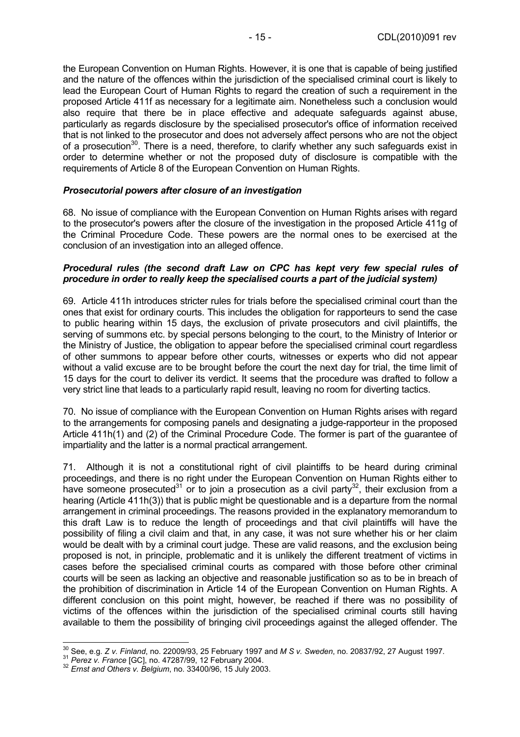the European Convention on Human Rights. However, it is one that is capable of being justified and the nature of the offences within the jurisdiction of the specialised criminal court is likely to lead the European Court of Human Rights to regard the creation of such a requirement in the proposed Article 411f as necessary for a legitimate aim. Nonetheless such a conclusion would also require that there be in place effective and adequate safeguards against abuse, particularly as regards disclosure by the specialised prosecutor's office of information received that is not linked to the prosecutor and does not adversely affect persons who are not the object of a prosecution[30]. There is a need, therefore, to clarify whether any such safeguards exist in order to determine whether or not the proposed duty of disclosure is compatible with the requirements of Article 8 of the European Convention on Human Rights.

***Prosecutorial powers after closure of an investigation***

68. No issue of compliance with the European Convention on Human Rights arises with regard to the prosecutor's powers after the closure of the investigation in the proposed Article 411g of the Criminal Procedure Code. These powers are the normal ones to be exercised at the conclusion of an investigation into an alleged offence.

***Procedural rules (the second draft Law on CPC has kept very few special rules of procedure in order to really keep the specialised courts a part of the judicial system)***

69. Article 411h introduces stricter rules for trials before the specialised criminal court than the ones that exist for ordinary courts. This includes the obligation for rapporteurs to send the case to public hearing within 15 days, the exclusion of private prosecutors and civil plaintiffs, the serving of summons etc. by special persons belonging to the court, to the Ministry of Interior or the Ministry of Justice, the obligation to appear before the specialised criminal court regardless of other summons to appear before other courts, witnesses or experts who did not appear without a valid excuse are to be brought before the court the next day for trial, the time limit of 15 days for the court to deliver its verdict. It seems that the procedure was drafted to follow a very strict line that leads to a particularly rapid result, leaving no room for diverting tactics.

70. No issue of compliance with the European Convention on Human Rights arises with regard to the arrangements for composing panels and designating a judge-rapporteur in the proposed Article 411h(1) and (2) of the Criminal Procedure Code. The former is part of the guarantee of impartiality and the latter is a normal practical arrangement.

71. Although it is not a constitutional right of civil plaintiffs to be heard during criminal proceedings, and there is no right under the European Convention on Human Rights either to have someone prosecuted[31] or to join a prosecution as a civil party[32], their exclusion from a hearing (Article 411h(3)) that is public might be questionable and is a departure from the normal arrangement in criminal proceedings. The reasons provided in the explanatory memorandum to this draft Law is to reduce the length of proceedings and that civil plaintiffs will have the possibility of filing a civil claim and that, in any case, it was not sure whether his or her claim would be dealt with by a criminal court judge. These are valid reasons, and the exclusion being proposed is not, in principle, problematic and it is unlikely the different treatment of victims in cases before the specialised criminal courts as compared with those before other criminal courts will be seen as lacking an objective and reasonable justification so as to be in breach of the prohibition of discrimination in Article 14 of the European Convention on Human Rights. A different conclusion on this point might, however, be reached if there was no possibility of victims of the offences within the jurisdiction of the specialised criminal courts still having available to them the possibility of bringing civil proceedings against the alleged offender. The

---

[30] See, e.g. *Z v. Finland*, no. 22009/93, 25 February 1997 and *M S v. Sweden*, no. 20837/92, 27 August 1997.

[31] *Perez v. France* [GC], no. 47287/99, 12 February 2004.

[32] *Ernst and Others v. Belgium*, no. 33400/96, 15 July 2003.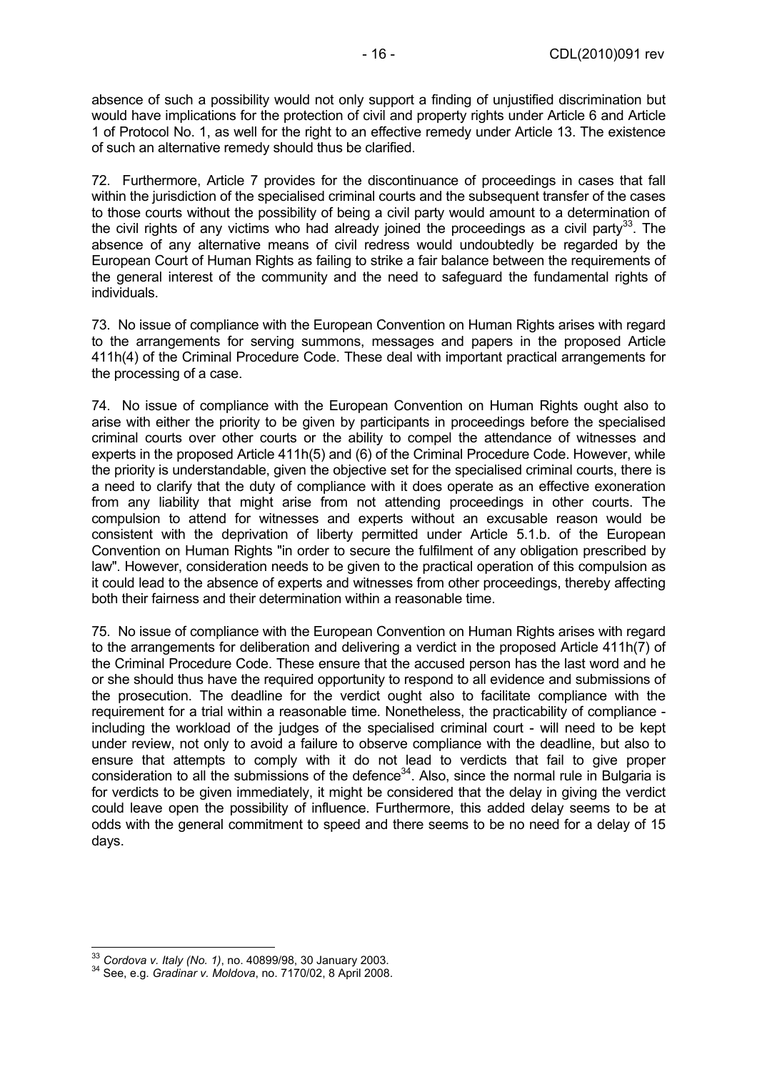absence of such a possibility would not only support a finding of unjustified discrimination but would have implications for the protection of civil and property rights under Article 6 and Article 1 of Protocol No. 1, as well for the right to an effective remedy under Article 13. The existence of such an alternative remedy should thus be clarified.

72. Furthermore, Article 7 provides for the discontinuance of proceedings in cases that fall within the jurisdiction of the specialised criminal courts and the subsequent transfer of the cases to those courts without the possibility of being a civil party would amount to a determination of the civil rights of any victims who had already joined the proceedings as a civil party[33]. The absence of any alternative means of civil redress would undoubtedly be regarded by the European Court of Human Rights as failing to strike a fair balance between the requirements of the general interest of the community and the need to safeguard the fundamental rights of individuals.

73. No issue of compliance with the European Convention on Human Rights arises with regard to the arrangements for serving summons, messages and papers in the proposed Article 411h(4) of the Criminal Procedure Code. These deal with important practical arrangements for the processing of a case.

74. No issue of compliance with the European Convention on Human Rights ought also to arise with either the priority to be given by participants in proceedings before the specialised criminal courts over other courts or the ability to compel the attendance of witnesses and experts in the proposed Article 411h(5) and (6) of the Criminal Procedure Code. However, while the priority is understandable, given the objective set for the specialised criminal courts, there is a need to clarify that the duty of compliance with it does operate as an effective exoneration from any liability that might arise from not attending proceedings in other courts. The compulsion to attend for witnesses and experts without an excusable reason would be consistent with the deprivation of liberty permitted under Article 5.1.b. of the European Convention on Human Rights "in order to secure the fulfilment of any obligation prescribed by law". However, consideration needs to be given to the practical operation of this compulsion as it could lead to the absence of experts and witnesses from other proceedings, thereby affecting both their fairness and their determination within a reasonable time.

75. No issue of compliance with the European Convention on Human Rights arises with regard to the arrangements for deliberation and delivering a verdict in the proposed Article 411h(7) of the Criminal Procedure Code. These ensure that the accused person has the last word and he or she should thus have the required opportunity to respond to all evidence and submissions of the prosecution. The deadline for the verdict ought also to facilitate compliance with the requirement for a trial within a reasonable time. Nonetheless, the practicability of compliance - including the workload of the judges of the specialised criminal court - will need to be kept under review, not only to avoid a failure to observe compliance with the deadline, but also to ensure that attempts to comply with it do not lead to verdicts that fail to give proper consideration to all the submissions of the defence[34]. Also, since the normal rule in Bulgaria is for verdicts to be given immediately, it might be considered that the delay in giving the verdict could leave open the possibility of influence. Furthermore, this added delay seems to be at odds with the general commitment to speed and there seems to be no need for a delay of 15 days.

---

[33] *Cordova v. Italy (No. 1)*, no. 40899/98, 30 January 2003.

[34] See, e.g. *Gradinar v. Moldova*, no. 7170/02, 8 April 2008.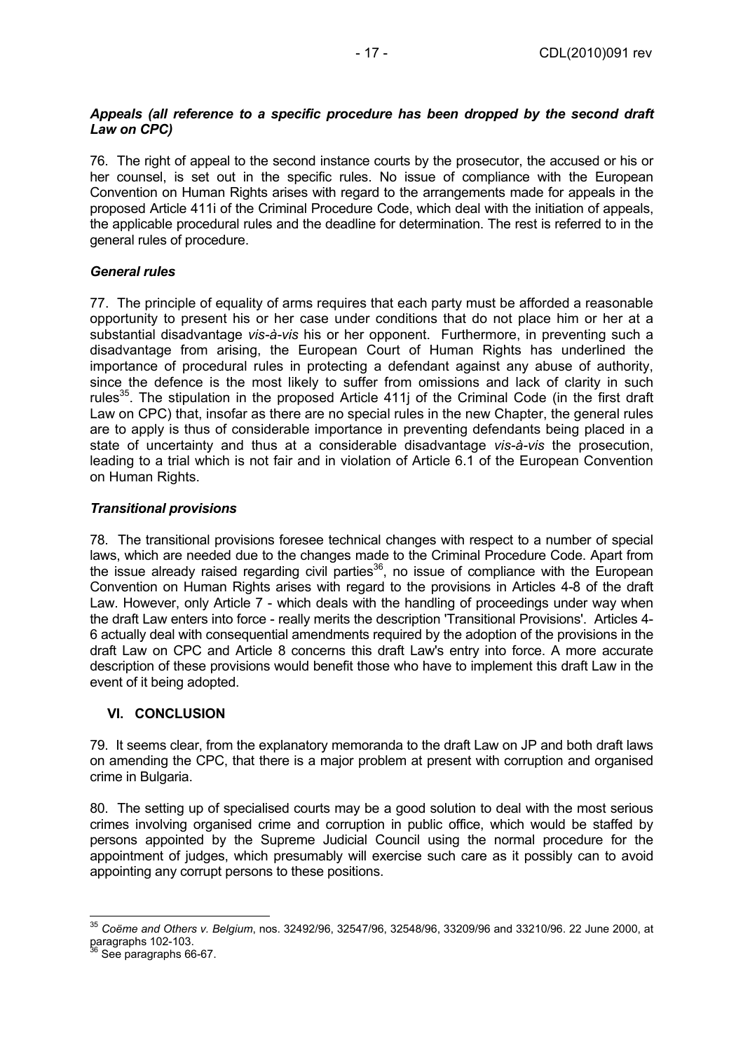***Appeals (all reference to a specific procedure has been dropped by the second draft Law on CPC)***

76. The right of appeal to the second instance courts by the prosecutor, the accused or his or her counsel, is set out in the specific rules. No issue of compliance with the European Convention on Human Rights arises with regard to the arrangements made for appeals in the proposed Article 411i of the Criminal Procedure Code, which deal with the initiation of appeals, the applicable procedural rules and the deadline for determination. The rest is referred to in the general rules of procedure.

***General rules***

77. The principle of equality of arms requires that each party must be afforded a reasonable opportunity to present his or her case under conditions that do not place him or her at a substantial disadvantage *vis-à-vis* his or her opponent. Furthermore, in preventing such a disadvantage from arising, the European Court of Human Rights has underlined the importance of procedural rules in protecting a defendant against any abuse of authority, since the defence is the most likely to suffer from omissions and lack of clarity in such rules[35]. The stipulation in the proposed Article 411j of the Criminal Code (in the first draft Law on CPC) that, insofar as there are no special rules in the new Chapter, the general rules are to apply is thus of considerable importance in preventing defendants being placed in a state of uncertainty and thus at a considerable disadvantage *vis-à-vis* the prosecution, leading to a trial which is not fair and in violation of Article 6.1 of the European Convention on Human Rights.

***Transitional provisions***

78. The transitional provisions foresee technical changes with respect to a number of special laws, which are needed due to the changes made to the Criminal Procedure Code. Apart from the issue already raised regarding civil parties[36], no issue of compliance with the European Convention on Human Rights arises with regard to the provisions in Articles 4-8 of the draft Law. However, only Article 7 - which deals with the handling of proceedings under way when the draft Law enters into force - really merits the description 'Transitional Provisions'. Articles 4-6 actually deal with consequential amendments required by the adoption of the provisions in the draft Law on CPC and Article 8 concerns this draft Law's entry into force. A more accurate description of these provisions would benefit those who have to implement this draft Law in the event of it being adopted.

## VI. CONCLUSION

79. It seems clear, from the explanatory memoranda to the draft Law on JP and both draft laws on amending the CPC, that there is a major problem at present with corruption and organised crime in Bulgaria.

80. The setting up of specialised courts may be a good solution to deal with the most serious crimes involving organised crime and corruption in public office, which would be staffed by persons appointed by the Supreme Judicial Council using the normal procedure for the appointment of judges, which presumably will exercise such care as it possibly can to avoid appointing any corrupt persons to these positions.

---

[35] *Coëme and Others v. Belgium*, nos. 32492/96, 32547/96, 32548/96, 33209/96 and 33210/96. 22 June 2000, at paragraphs 102-103.

[36] See paragraphs 66-67.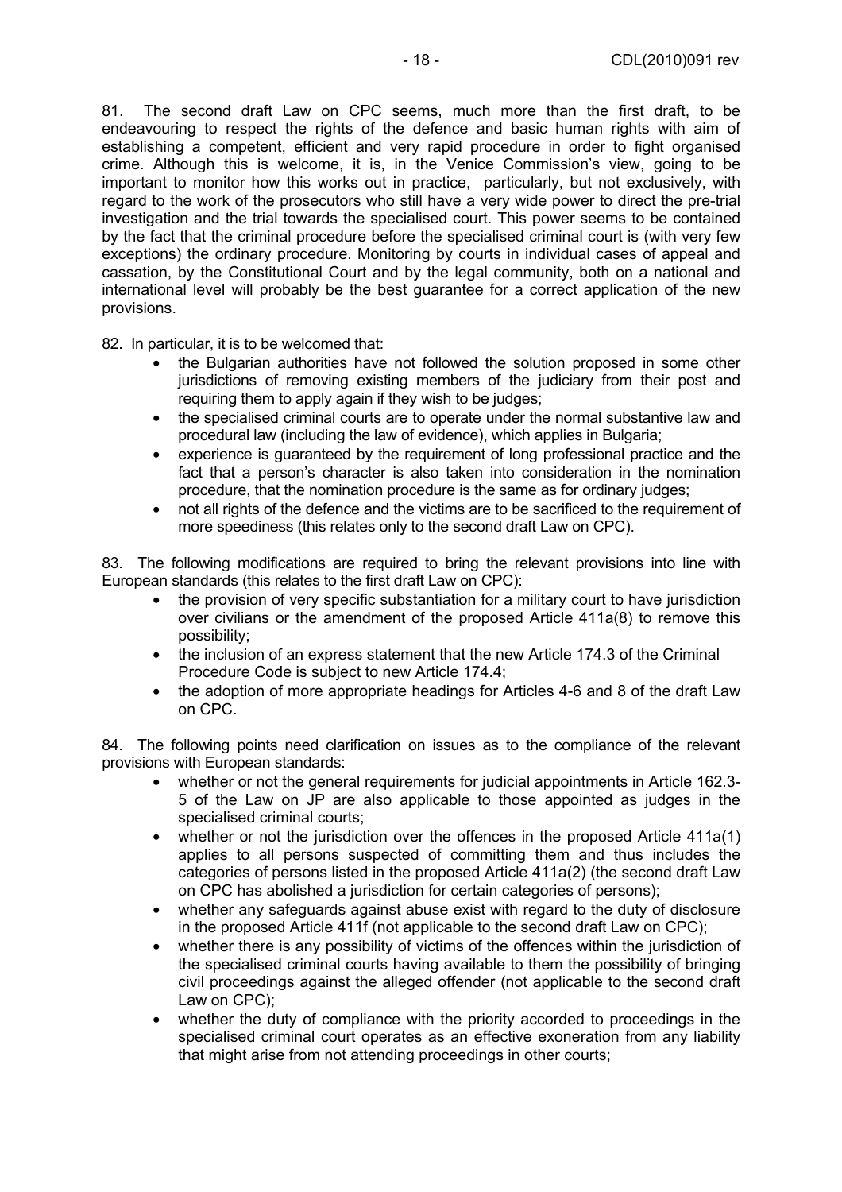81. The second draft Law on CPC seems, much more than the first draft, to be endeavouring to respect the rights of the defence and basic human rights with aim of establishing a competent, efficient and very rapid procedure in order to fight organised crime. Although this is welcome, it is, in the Venice Commission's view, going to be important to monitor how this works out in practice, particularly, but not exclusively, with regard to the work of the prosecutors who still have a very wide power to direct the pre-trial investigation and the trial towards the specialised court. This power seems to be contained by the fact that the criminal procedure before the specialised criminal court is (with very few exceptions) the ordinary procedure. Monitoring by courts in individual cases of appeal and cassation, by the Constitutional Court and by the legal community, both on a national and international level will probably be the best guarantee for a correct application of the new provisions.

82. In particular, it is to be welcomed that:

- the Bulgarian authorities have not followed the solution proposed in some other jurisdictions of removing existing members of the judiciary from their post and requiring them to apply again if they wish to be judges;
- the specialised criminal courts are to operate under the normal substantive law and procedural law (including the law of evidence), which applies in Bulgaria;
- experience is guaranteed by the requirement of long professional practice and the fact that a person's character is also taken into consideration in the nomination procedure, that the nomination procedure is the same as for ordinary judges;
- not all rights of the defence and the victims are to be sacrificed to the requirement of more speediness (this relates only to the second draft Law on CPC).

83. The following modifications are required to bring the relevant provisions into line with European standards (this relates to the first draft Law on CPC):

- the provision of very specific substantiation for a military court to have jurisdiction over civilians or the amendment of the proposed Article 411a(8) to remove this possibility;
- the inclusion of an express statement that the new Article 174.3 of the Criminal Procedure Code is subject to new Article 174.4;
- the adoption of more appropriate headings for Articles 4-6 and 8 of the draft Law on CPC.

84. The following points need clarification on issues as to the compliance of the relevant provisions with European standards:

- whether or not the general requirements for judicial appointments in Article 162.3-5 of the Law on JP are also applicable to those appointed as judges in the specialised criminal courts;
- whether or not the jurisdiction over the offences in the proposed Article 411a(1) applies to all persons suspected of committing them and thus includes the categories of persons listed in the proposed Article 411a(2) (the second draft Law on CPC has abolished a jurisdiction for certain categories of persons);
- whether any safeguards against abuse exist with regard to the duty of disclosure in the proposed Article 411f (not applicable to the second draft Law on CPC);
- whether there is any possibility of victims of the offences within the jurisdiction of the specialised criminal courts having available to them the possibility of bringing civil proceedings against the alleged offender (not applicable to the second draft Law on CPC);
- whether the duty of compliance with the priority accorded to proceedings in the specialised criminal court operates as an effective exoneration from any liability that might arise from not attending proceedings in other courts;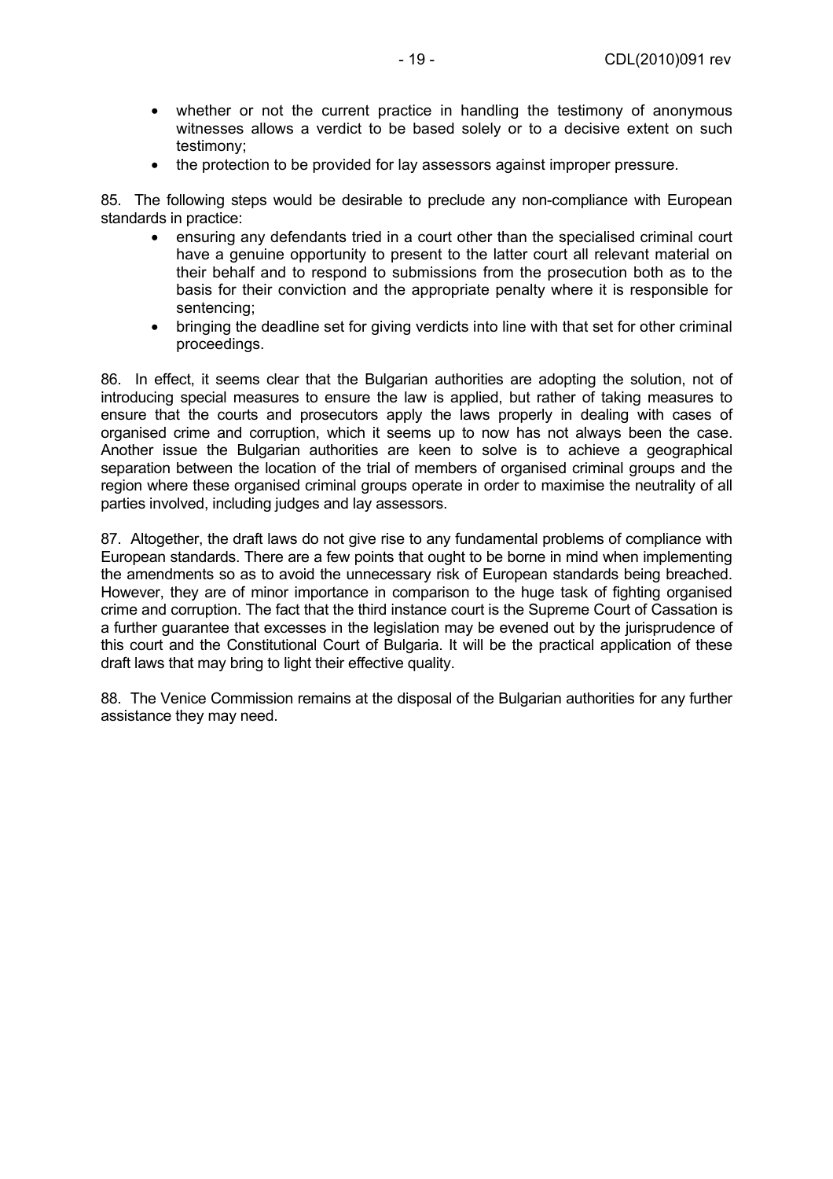- whether or not the current practice in handling the testimony of anonymous witnesses allows a verdict to be based solely or to a decisive extent on such testimony;
- the protection to be provided for lay assessors against improper pressure.

85. The following steps would be desirable to preclude any non-compliance with European standards in practice:

- ensuring any defendants tried in a court other than the specialised criminal court have a genuine opportunity to present to the latter court all relevant material on their behalf and to respond to submissions from the prosecution both as to the basis for their conviction and the appropriate penalty where it is responsible for sentencing;
- bringing the deadline set for giving verdicts into line with that set for other criminal proceedings.

86. In effect, it seems clear that the Bulgarian authorities are adopting the solution, not of introducing special measures to ensure the law is applied, but rather of taking measures to ensure that the courts and prosecutors apply the laws properly in dealing with cases of organised crime and corruption, which it seems up to now has not always been the case. Another issue the Bulgarian authorities are keen to solve is to achieve a geographical separation between the location of the trial of members of organised criminal groups and the region where these organised criminal groups operate in order to maximise the neutrality of all parties involved, including judges and lay assessors.

87. Altogether, the draft laws do not give rise to any fundamental problems of compliance with European standards. There are a few points that ought to be borne in mind when implementing the amendments so as to avoid the unnecessary risk of European standards being breached. However, they are of minor importance in comparison to the huge task of fighting organised crime and corruption. The fact that the third instance court is the Supreme Court of Cassation is a further guarantee that excesses in the legislation may be evened out by the jurisprudence of this court and the Constitutional Court of Bulgaria. It will be the practical application of these draft laws that may bring to light their effective quality.

88. The Venice Commission remains at the disposal of the Bulgarian authorities for any further assistance they may need.